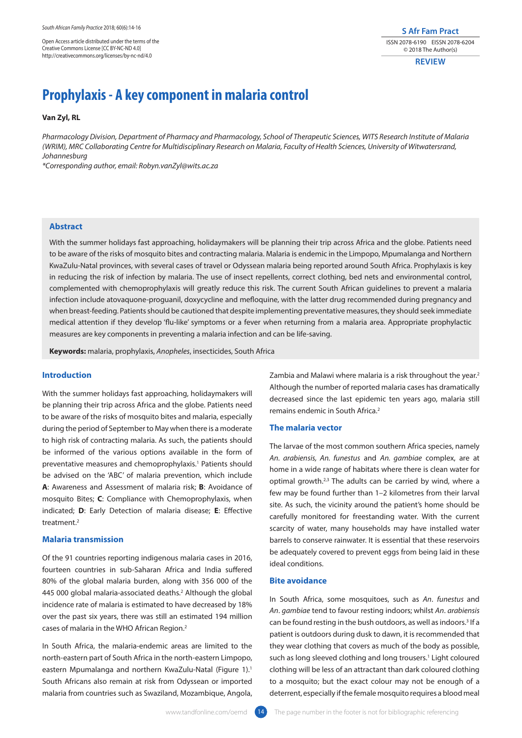Open Access article distributed under the terms of the Creative Commons License [CC BY-NC-ND 4.0] http://creativecommons.org/licenses/by-nc-nd/4.0

REVIEW

# Prophylaxis - A key component in malaria control

**Van Zyl, RL**

*Pharmacology Division, Department of Pharmacy and Pharmacology, School of Therapeutic Sciences, WITS Research Institute of Malaria (WRIM), MRC Collaborating Centre for Multidisciplinary Research on Malaria, Faculty of Health Sciences, University of Witwatersrand, Johannesburg*
*\*Corresponding author, email: Robyn.vanZyl@wits.ac.za*

## Abstract

With the summer holidays fast approaching, holidaymakers will be planning their trip across Africa and the globe. Patients need to be aware of the risks of mosquito bites and contracting malaria. Malaria is endemic in the Limpopo, Mpumalanga and Northern KwaZulu-Natal provinces, with several cases of travel or Odyssean malaria being reported around South Africa. Prophylaxis is key in reducing the risk of infection by malaria. The use of insect repellents, correct clothing, bed nets and environmental control, complemented with chemoprophylaxis will greatly reduce this risk. The current South African guidelines to prevent a malaria infection include atovaquone-proguanil, doxycycline and mefloquine, with the latter drug recommended during pregnancy and when breast-feeding. Patients should be cautioned that despite implementing preventative measures, they should seek immediate medical attention if they develop 'flu-like' symptoms or a fever when returning from a malaria area. Appropriate prophylactic measures are key components in preventing a malaria infection and can be life-saving.

**Keywords:** malaria, prophylaxis, *Anopheles*, insecticides, South Africa

## Introduction

With the summer holidays fast approaching, holidaymakers will be planning their trip across Africa and the globe. Patients need to be aware of the risks of mosquito bites and malaria, especially during the period of September to May when there is a moderate to high risk of contracting malaria. As such, the patients should be informed of the various options available in the form of preventative measures and chemoprophylaxis.[1] Patients should be advised on the 'ABC' of malaria prevention, which include **A**: Awareness and Assessment of malaria risk; **B**: Avoidance of mosquito Bites; **C**: Compliance with Chemoprophylaxis, when indicated; **D**: Early Detection of malaria disease; **E**: Effective treatment.[2]

## Malaria transmission

Of the 91 countries reporting indigenous malaria cases in 2016, fourteen countries in sub-Saharan Africa and India suffered 80% of the global malaria burden, along with 356 000 of the 445 000 global malaria-associated deaths.[2] Although the global incidence rate of malaria is estimated to have decreased by 18% over the past six years, there was still an estimated 194 million cases of malaria in the WHO African Region.[2]

In South Africa, the malaria-endemic areas are limited to the north-eastern part of South Africa in the north-eastern Limpopo, eastern Mpumalanga and northern KwaZulu-Natal (Figure 1).[1] South Africans also remain at risk from Odyssean or imported malaria from countries such as Swaziland, Mozambique, Angola, Zambia and Malawi where malaria is a risk throughout the year.[2] Although the number of reported malaria cases has dramatically decreased since the last epidemic ten years ago, malaria still remains endemic in South Africa.[2]

## The malaria vector

The larvae of the most common southern Africa species, namely *An. arabiensis, An. funestus* and *An. gambiae* complex, are at home in a wide range of habitats where there is clean water for optimal growth.[2,3] The adults can be carried by wind, where a few may be found further than 1–2 kilometres from their larval site. As such, the vicinity around the patient's home should be carefully monitored for freestanding water. With the current scarcity of water, many households may have installed water barrels to conserve rainwater. It is essential that these reservoirs be adequately covered to prevent eggs from being laid in these ideal conditions.

## Bite avoidance

In South Africa, some mosquitoes, such as *An. funestus* and *An. gambiae* tend to favour resting indoors; whilst *An. arabiensis* can be found resting in the bush outdoors, as well as indoors.[3] If a patient is outdoors during dusk to dawn, it is recommended that they wear clothing that covers as much of the body as possible, such as long sleeved clothing and long trousers.[1] Light coloured clothing will be less of an attractant than dark coloured clothing to a mosquito; but the exact colour may not be enough of a deterrent, especially if the female mosquito requires a blood meal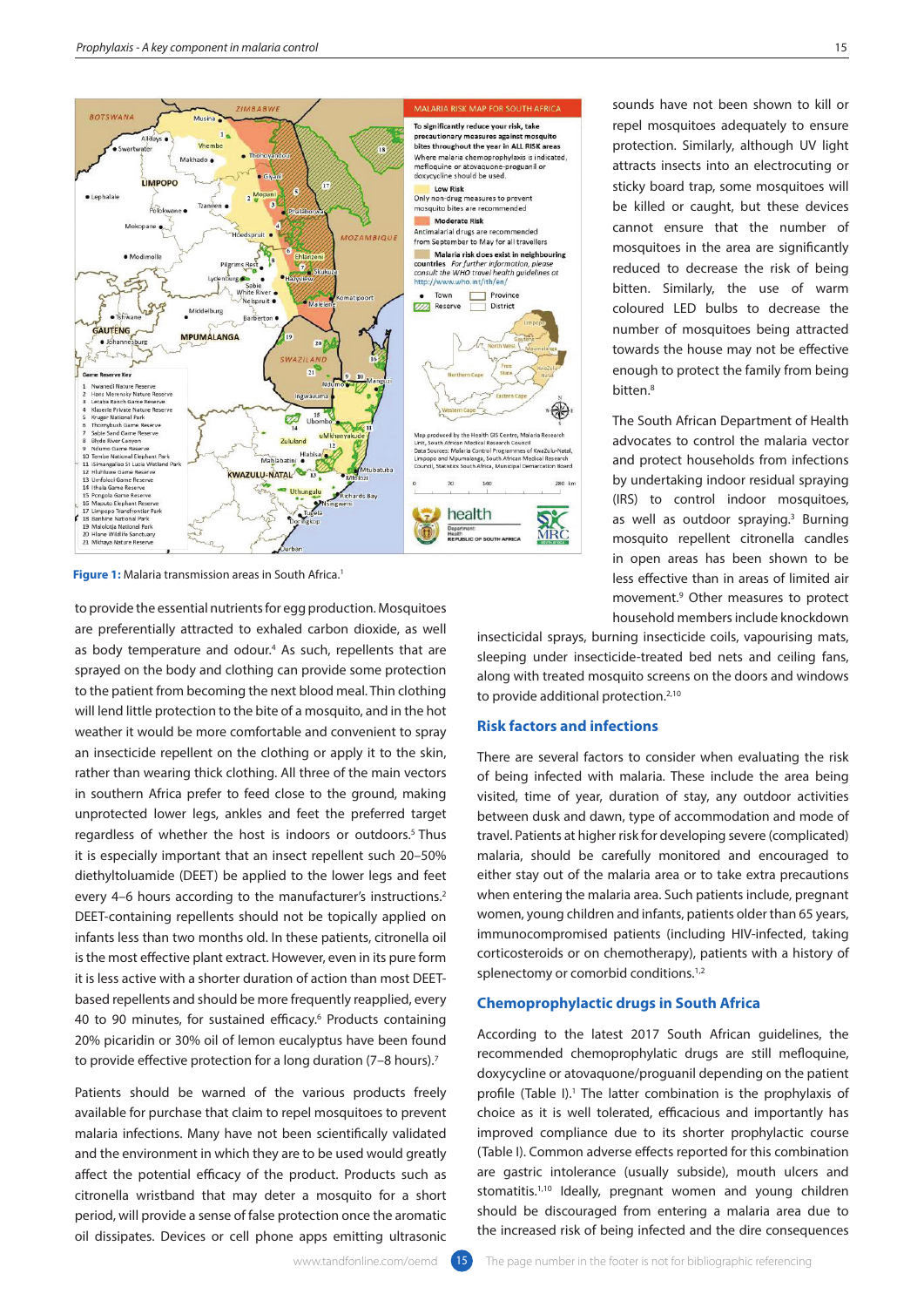Figure 1: Malaria transmission areas in South Africa.[1]

to provide the essential nutrients for egg production. Mosquitoes are preferentially attracted to exhaled carbon dioxide, as well as body temperature and odour.[4] As such, repellents that are sprayed on the body and clothing can provide some protection to the patient from becoming the next blood meal. Thin clothing will lend little protection to the bite of a mosquito, and in the hot weather it would be more comfortable and convenient to spray an insecticide repellent on the clothing or apply it to the skin, rather than wearing thick clothing. All three of the main vectors in southern Africa prefer to feed close to the ground, making unprotected lower legs, ankles and feet the preferred target regardless of whether the host is indoors or outdoors.[5] Thus it is especially important that an insect repellent such 20–50% diethyltoluamide (DEET) be applied to the lower legs and feet every 4–6 hours according to the manufacturer's instructions.[2] DEET-containing repellents should not be topically applied on infants less than two months old. In these patients, citronella oil is the most effective plant extract. However, even in its pure form it is less active with a shorter duration of action than most DEET-based repellents and should be more frequently reapplied, every 40 to 90 minutes, for sustained efficacy.[6] Products containing 20% picaridin or 30% oil of lemon eucalyptus have been found to provide effective protection for a long duration (7–8 hours).[7]

Patients should be warned of the various products freely available for purchase that claim to repel mosquitoes to prevent malaria infections. Many have not been scientifically validated and the environment in which they are to be used would greatly affect the potential efficacy of the product. Products such as citronella wristband that may deter a mosquito for a short period, will provide a sense of false protection once the aromatic oil dissipates. Devices or cell phone apps emitting ultrasonic sounds have not been shown to kill or repel mosquitoes adequately to ensure protection. Similarly, although UV light attracts insects into an electrocuting or sticky board trap, some mosquitoes will be killed or caught, but these devices cannot ensure that the number of mosquitoes in the area are significantly reduced to decrease the risk of being bitten. Similarly, the use of warm coloured LED bulbs to decrease the number of mosquitoes being attracted towards the house may not be effective enough to protect the family from being bitten.[8]

The South African Department of Health advocates to control the malaria vector and protect households from infections by undertaking indoor residual spraying (IRS) to control indoor mosquitoes, as well as outdoor spraying.[3] Burning mosquito repellent citronella candles in open areas has been shown to be less effective than in areas of limited air movement.[9] Other measures to protect household members include knockdown insecticidal sprays, burning insecticide coils, vapourising mats, sleeping under insecticide-treated bed nets and ceiling fans, along with treated mosquito screens on the doors and windows to provide additional protection.[2,10]

## Risk factors and infections

There are several factors to consider when evaluating the risk of being infected with malaria. These include the area being visited, time of year, duration of stay, any outdoor activities between dusk and dawn, type of accommodation and mode of travel. Patients at higher risk for developing severe (complicated) malaria, should be carefully monitored and encouraged to either stay out of the malaria area or to take extra precautions when entering the malaria area. Such patients include, pregnant women, young children and infants, patients older than 65 years, immunocompromised patients (including HIV-infected, taking corticosteroids or on chemotherapy), patients with a history of splenectomy or comorbid conditions.[1,2]

## Chemoprophylactic drugs in South Africa

According to the latest 2017 South African guidelines, the recommended chemoprophylactic drugs are still mefloquine, doxycycline or atovaquone/proguanil depending on the patient profile (Table I).[1] The latter combination is the prophylaxis of choice as it is well tolerated, efficacious and importantly has improved compliance due to its shorter prophylactic course (Table I). Common adverse effects reported for this combination are gastric intolerance (usually subside), mouth ulcers and stomatitis.[1,10] Ideally, pregnant women and young children should be discouraged from entering a malaria area due to the increased risk of being infected and the dire consequences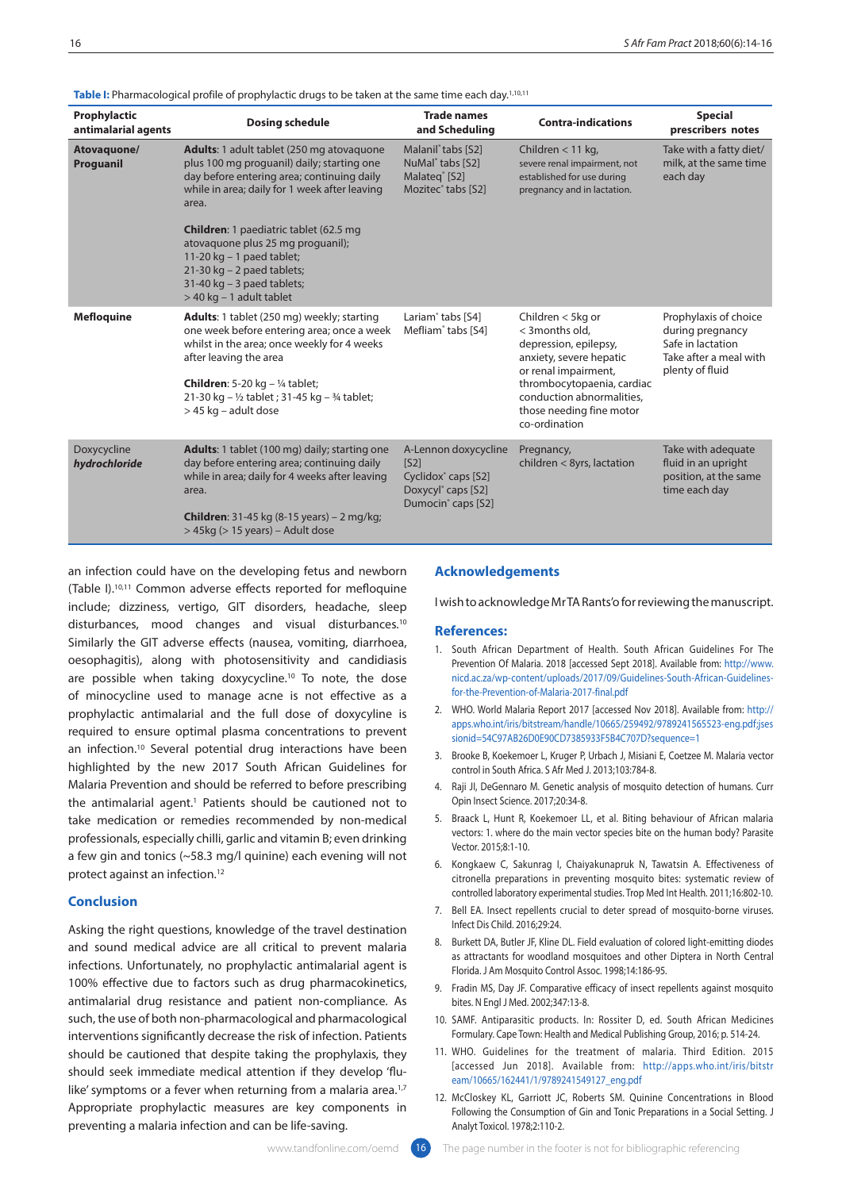**Table I:** Pharmacological profile of prophylactic drugs to be taken at the same time each day.[1,10,11]

| Prophylactic antimalarial agents | Dosing schedule | Trade names and Scheduling | Contra-indications | Special prescribers notes |
|---|---|---|---|---|
| **Atovaquone/ Proguanil** | **Adults**: 1 adult tablet (250 mg atovaquone plus 100 mg proguanil) daily; starting one day before entering area; continuing daily while in area; daily for 1 week after leaving area.<br><br>**Children**: 1 paediatric tablet (62.5 mg atovaquone plus 25 mg proguanil);<br>11-20 kg – 1 paed tablet;<br>21-30 kg – 2 paed tablets;<br>31-40 kg – 3 paed tablets;<br>> 40 kg – 1 adult tablet | Malanil® tabs [S2]<br>NuMal® tabs [S2]<br>Malateq® [S2]<br>Mozitec® tabs [S2] | Children < 11 kg, severe renal impairment, not established for use during pregnancy and in lactation. | Take with a fatty diet/ milk, at the same time each day |
| **Mefloquine** | **Adults**: 1 tablet (250 mg) weekly; starting one week before entering area; once a week whilst in the area; once weekly for 4 weeks after leaving the area<br><br>**Children**: 5-20 kg – ¼ tablet;<br>21-30 kg – ½ tablet ; 31-45 kg – ¾ tablet;<br>> 45 kg – adult dose | Lariam® tabs [S4]<br>Mefliam® tabs [S4] | Children < 5kg or < 3months old, depression, epilepsy, anxiety, severe hepatic or renal impairment, thrombocytopaenia, cardiac conduction abnormalities, those needing fine motor co-ordination | Prophylaxis of choice during pregnancy<br>Safe in lactation<br>Take after a meal with plenty of fluid |
| Doxycycline ***hydrochloride*** | **Adults**: 1 tablet (100 mg) daily; starting one day before entering area; continuing daily while in area; daily for 4 weeks after leaving area.<br><br>**Children**: 31-45 kg (8-15 years) – 2 mg/kg;<br>> 45kg (> 15 years) – Adult dose | A-Lennon doxycycline [S2]<br>Cyclidox® caps [S2]<br>Doxycyl® caps [S2]<br>Dumocin® caps [S2] | Pregnancy, children < 8yrs, lactation | Take with adequate fluid in an upright position, at the same time each day |

an infection could have on the developing fetus and newborn (Table I).[10,11] Common adverse effects reported for mefloquine include; dizziness, vertigo, GIT disorders, sleep disturbances, mood changes and visual disturbances.[10] Similarly the GIT adverse effects (nausea, vomiting, diarrhoea, oesophagitis), along with photosensitivity and candidiasis are possible when taking doxycycline.[10] To note, the dose of minocycline used to manage acne is not effective as a prophylactic antimalarial and the full dose of doxycyline is required to ensure optimal plasma concentrations to prevent an infection.[10] Several potential drug interactions have been highlighted by the new 2017 South African Guidelines for Malaria Prevention and should be referred to before prescribing the antimalarial agent.[1] Patients should be cautioned not to take medication or remedies recommended by non-medical professionals, especially chilli, garlic and vitamin B; even drinking a few gin and tonics (~58.3 mg/l quinine) each evening will not protect against an infection.[12]

## Conclusion

Asking the right questions, knowledge of the travel destination and sound medical advice are all critical to prevent malaria infections. Unfortunately, no prophylactic antimalarial agent is 100% effective due to factors such as drug pharmacokinetics, antimalarial drug resistance and patient non-compliance. As such, the use of both non-pharmacological and pharmacological interventions significantly decrease the risk of infection. Patients should be cautioned that despite taking the prophylaxis, they should seek immediate medical attention if they develop 'flu-like' symptoms or a fever when returning from a malaria area.[1,7] Appropriate prophylactic measures are key components in preventing a malaria infection and can be life-saving.

## Acknowledgements

I wish to acknowledge Mr TA Rants'o for reviewing the manuscript.

## References:

1. South African Department of Health. South African Guidelines For The Prevention Of Malaria. 2018 [accessed Sept 2018]. Available from: http://www.nicd.ac.za/wp-content/uploads/2017/09/Guidelines-South-African-Guidelines-for-the-Prevention-of-Malaria-2017-final.pdf
2. WHO. World Malaria Report 2017 [accessed Nov 2018]. Available from: http://apps.who.int/iris/bitstream/handle/10665/259492/9789241565523-eng.pdf;jsessionid=54C97AB26D0E90CD7385933F5B4C707D?sequence=1
3. Brooke B, Koekemoer L, Kruger P, Urbach J, Misiani E, Coetzee M. Malaria vector control in South Africa. S Afr Med J. 2013;103:784-8.
4. Raji JI, DeGennaro M. Genetic analysis of mosquito detection of humans. Curr Opin Insect Science. 2017;20:34-8.
5. Braack L, Hunt R, Koekemoer LL, et al. Biting behaviour of African malaria vectors: 1. where do the main vector species bite on the human body? Parasite Vector. 2015;8:1-10.
6. Kongkaew C, Sakunrag I, Chaiyakunapruk N, Tawatsin A. Effectiveness of citronella preparations in preventing mosquito bites: systematic review of controlled laboratory experimental studies. Trop Med Int Health. 2011;16:802-10.
7. Bell EA. Insect repellents crucial to deter spread of mosquito-borne viruses. Infect Dis Child. 2016;29:24.
8. Burkett DA, Butler JF, Kline DL. Field evaluation of colored light-emitting diodes as attractants for woodland mosquitoes and other Diptera in North Central Florida. J Am Mosquito Control Assoc. 1998;14:186-95.
9. Fradin MS, Day JF. Comparative efficacy of insect repellents against mosquito bites. N Engl J Med. 2002;347:13-8.
10. SAMF. Antiparasitic products. In: Rossiter D, ed. South African Medicines Formulary. Cape Town: Health and Medical Publishing Group, 2016; p. 514-24.
11. WHO. Guidelines for the treatment of malaria. Third Edition. 2015 [accessed Jun 2018]. Available from: http://apps.who.int/iris/bitstream/10665/162441/1/9789241549127_eng.pdf
12. McCloskey KL, Garriott JC, Roberts SM. Quinine Concentrations in Blood Following the Consumption of Gin and Tonic Preparations in a Social Setting. J Analyt Toxicol. 1978;2:110-2.